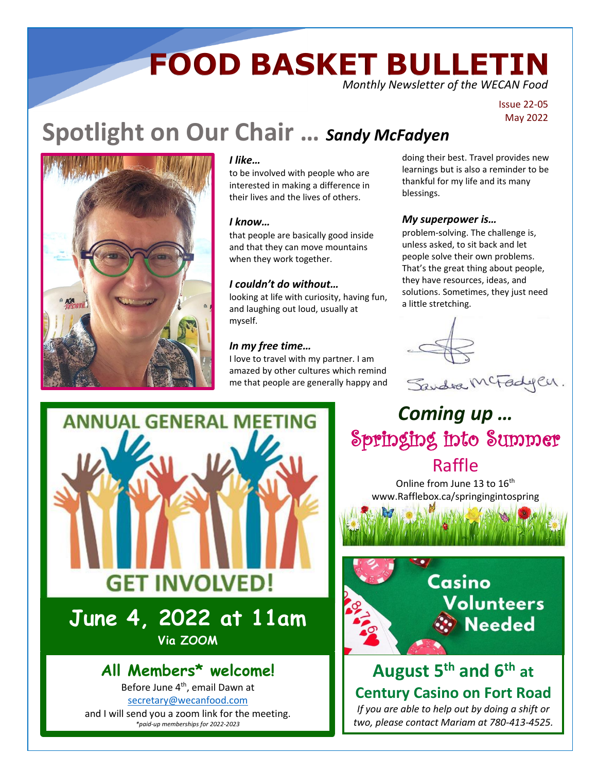# FOOD BASKET BULLETIN

*Monthly Newsletter of the WECAN Food*

Issue 22-05
May 2022

## Spotlight on Our Chair … *Sandy McFadyen*

***I like…***
to be involved with people who are interested in making a difference in their lives and the lives of others.

***I know…***
that people are basically good inside and that they can move mountains when they work together.

***I couldn't do without…***
looking at life with curiosity, having fun, and laughing out loud, usually at myself.

***In my free time…***
I love to travel with my partner. I am amazed by other cultures which remind me that people are generally happy and doing their best. Travel provides new learnings but is also a reminder to be thankful for my life and its many blessings.

***My superpower is…***
problem-solving. The challenge is, unless asked, to sit back and let people solve their own problems. That's the great thing about people, they have resources, ideas, and solutions. Sometimes, they just need a little stretching.

Sandra McFadyen.

## ANNUAL GENERAL MEETING

GET INVOLVED!

### June 4, 2022 at 11am

**Via ZOOM**

### All Members* welcome!

Before June 4th, email Dawn at
secretary@wecanfood.com
and I will send you a zoom link for the meeting.

*\*paid-up memberships for 2022-2023*

## *Coming up …*

### Springing into Summer

### Raffle

Online from June 13 to 16th
www.Rafflebox.ca/springingintospring

## Casino Volunteers Needed

### August 5th and 6th at Century Casino on Fort Road

*If you are able to help out by doing a shift or two, please contact Mariam at 780-413-4525.*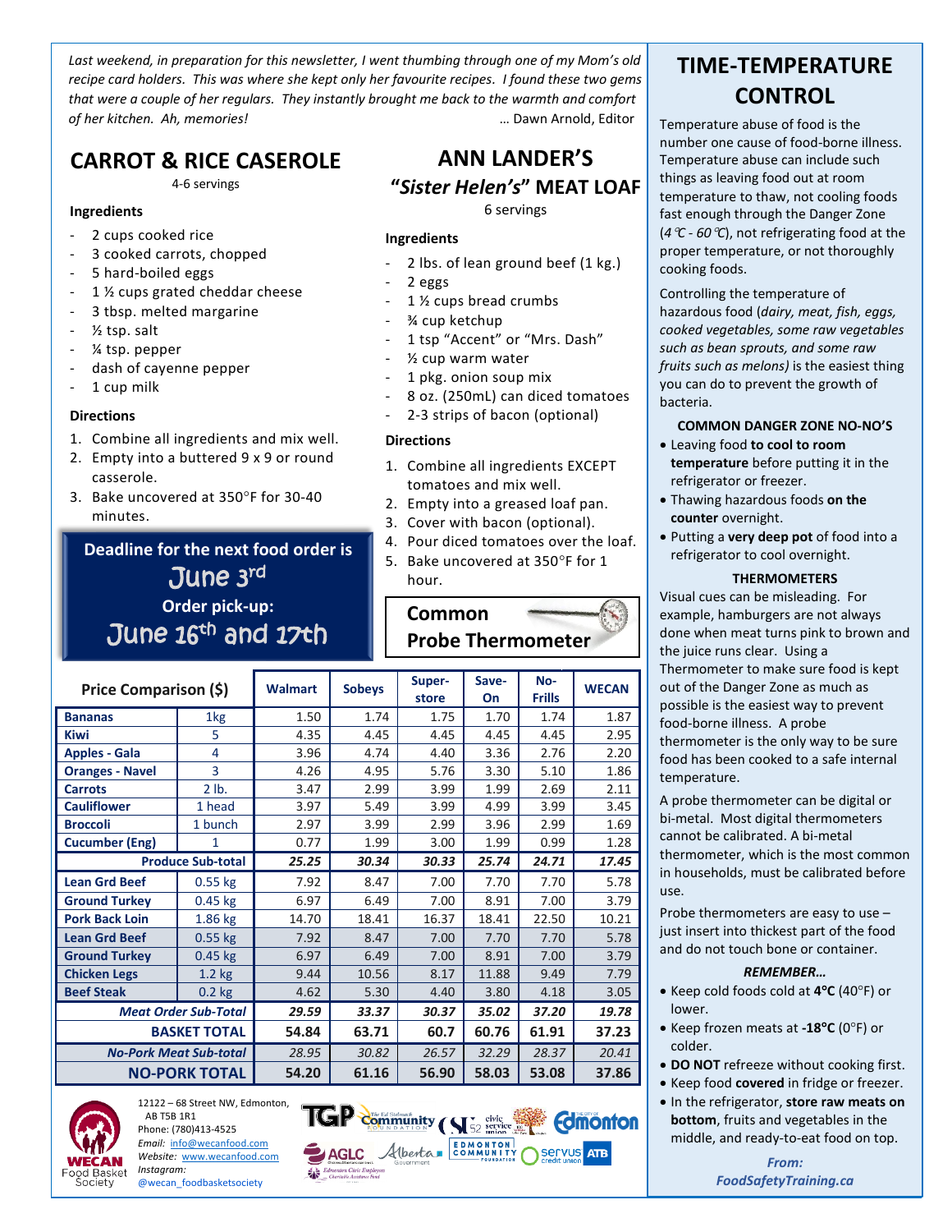*Last weekend, in preparation for this newsletter, I went thumbing through one of my Mom's old recipe card holders. This was where she kept only her favourite recipes. I found these two gems that were a couple of her regulars. They instantly brought me back to the warmth and comfort of her kitchen. Ah, memories!* … Dawn Arnold, Editor

## CARROT & RICE CASEROLE

4-6 servings

**Ingredients**

- 2 cups cooked rice
- 3 cooked carrots, chopped
- 5 hard-boiled eggs
- 1 ½ cups grated cheddar cheese
- 3 tbsp. melted margarine
- ½ tsp. salt
- ¼ tsp. pepper
- dash of cayenne pepper
- 1 cup milk

**Directions**

1. Combine all ingredients and mix well.
2. Empty into a buttered 9 x 9 or round casserole.
3. Bake uncovered at 350°F for 30-40 minutes.

**Deadline for the next food order is**
**June 3rd**
**Order pick-up:**
**June 16th and 17th**

## ANN LANDER'S "*Sister Helen's*" MEAT LOAF

6 servings

**Ingredients**

- 2 lbs. of lean ground beef (1 kg.)
- 2 eggs
- 1 ½ cups bread crumbs
- ¾ cup ketchup
- 1 tsp "Accent" or "Mrs. Dash"
- ½ cup warm water
- 1 pkg. onion soup mix
- 8 oz. (250mL) can diced tomatoes
- 2-3 strips of bacon (optional)

**Directions**

1. Combine all ingredients EXCEPT tomatoes and mix well.
2. Empty into a greased loaf pan.
3. Cover with bacon (optional).
4. Pour diced tomatoes over the loaf.
5. Bake uncovered at 350°F for 1 hour.

**Common Probe Thermometer**

| Price Comparison ($) | | Walmart | Sobeys | Super-store | Save-On | No-Frills | WECAN |
|---|---|---|---|---|---|---|---|
| **Bananas** | 1kg | 1.50 | 1.74 | 1.75 | 1.70 | 1.74 | 1.87 |
| **Kiwi** | 5 | 4.35 | 4.45 | 4.45 | 4.45 | 4.45 | 2.95 |
| **Apples - Gala** | 4 | 3.96 | 4.74 | 4.40 | 3.36 | 2.76 | 2.20 |
| **Oranges - Navel** | 3 | 4.26 | 4.95 | 5.76 | 3.30 | 5.10 | 1.86 |
| **Carrots** | 2 lb. | 3.47 | 2.99 | 3.99 | 1.99 | 2.69 | 2.11 |
| **Cauliflower** | 1 head | 3.97 | 5.49 | 3.99 | 4.99 | 3.99 | 3.45 |
| **Broccoli** | 1 bunch | 2.97 | 3.99 | 2.99 | 3.96 | 2.99 | 1.69 |
| **Cucumber (Eng)** | 1 | 0.77 | 1.99 | 3.00 | 1.99 | 0.99 | 1.28 |
| **Produce Sub-total** | | ***25.25*** | ***30.34*** | ***30.33*** | ***25.74*** | ***24.71*** | ***17.45*** |
| **Lean Grd Beef** | 0.55 kg | 7.92 | 8.47 | 7.00 | 7.70 | 7.70 | 5.78 |
| **Ground Turkey** | 0.45 kg | 6.97 | 6.49 | 7.00 | 8.91 | 7.00 | 3.79 |
| **Pork Back Loin** | 1.86 kg | 14.70 | 18.41 | 16.37 | 18.41 | 22.50 | 10.21 |
| **Lean Grd Beef** | 0.55 kg | 7.92 | 8.47 | 7.00 | 7.70 | 7.70 | 5.78 |
| **Ground Turkey** | 0.45 kg | 6.97 | 6.49 | 7.00 | 8.91 | 7.00 | 3.79 |
| **Chicken Legs** | 1.2 kg | 9.44 | 10.56 | 8.17 | 11.88 | 9.49 | 7.79 |
| **Beef Steak** | 0.2 kg | 4.62 | 5.30 | 4.40 | 3.80 | 4.18 | 3.05 |
| ***Meat Order Sub-Total*** | | ***29.59*** | ***33.37*** | ***30.37*** | ***35.02*** | ***37.20*** | ***19.78*** |
| **BASKET TOTAL** | | **54.84** | **63.71** | **60.7** | **60.76** | **61.91** | **37.23** |
| ***No-Pork Meat Sub-total*** | | *28.95* | *30.82* | *26.57* | *32.29* | *28.37* | *20.41* |
| **NO-PORK TOTAL** | | **54.20** | **61.16** | **56.90** | **58.03** | **53.08** | **37.86** |

WECAN Food Basket Society
12122 – 68 Street NW, Edmonton, AB T5B 1R1
Phone: (780)413-4525
Email: info@wecanfood.com
Website: www.wecanfood.com
Instagram: @wecan_foodbasketsociety

## TIME-TEMPERATURE CONTROL

Temperature abuse of food is the number one cause of food-borne illness. Temperature abuse can include such things as leaving food out at room temperature to thaw, not cooling foods fast enough through the Danger Zone (*4℃ - 60℃*), not refrigerating food at the proper temperature, or not thoroughly cooking foods.

Controlling the temperature of hazardous food (*dairy, meat, fish, eggs, cooked vegetables, some raw vegetables such as bean sprouts, and some raw fruits such as melons)* is the easiest thing you can do to prevent the growth of bacteria.

**COMMON DANGER ZONE NO-NO'S**

- Leaving food **to cool to room temperature** before putting it in the refrigerator or freezer.
- Thawing hazardous foods **on the counter** overnight.
- Putting a **very deep pot** of food into a refrigerator to cool overnight.

**THERMOMETERS**

Visual cues can be misleading. For example, hamburgers are not always done when meat turns pink to brown and the juice runs clear. Using a Thermometer to make sure food is kept out of the Danger Zone as much as possible is the easiest way to prevent food-borne illness. A probe thermometer is the only way to be sure food has been cooked to a safe internal temperature.

A probe thermometer can be digital or bi-metal. Most digital thermometers cannot be calibrated. A bi-metal thermometer, which is the most common in households, must be calibrated before use.

Probe thermometers are easy to use – just insert into thickest part of the food and do not touch bone or container.

***REMEMBER…***

- Keep cold foods cold at **4°C** (40°F) or lower.
- Keep frozen meats at **-18°C** (0°F) or colder.
- **DO NOT** refreeze without cooking first.
- Keep food **covered** in fridge or freezer.
- In the refrigerator, **store raw meats on bottom**, fruits and vegetables in the middle, and ready-to-eat food on top.

***From: FoodSafetyTraining.ca***